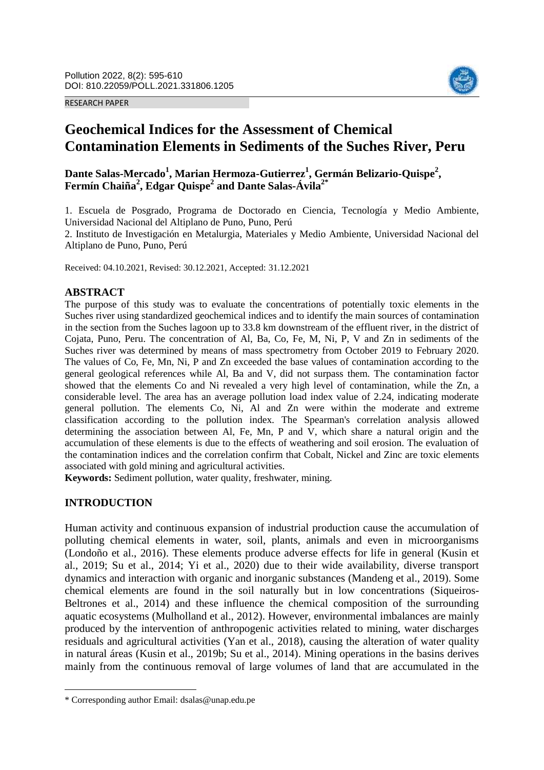RESEARCH PAPER

# Geochemical Indices for the Assessment of Chemical Contamination Elements in Sediments of the Suches River, Peru

**Dante Salas-Mercado[1], Marian Hermoza-Gutierrez[1], Germán Belizario-Quispe[2], Fermín Chaiña[2], Edgar Quispe[2] and Dante Salas-Ávila[2*]**

1. Escuela de Posgrado, Programa de Doctorado en Ciencia, Tecnología y Medio Ambiente, Universidad Nacional del Altiplano de Puno, Puno, Perú

2. Instituto de Investigación en Metalurgia, Materiales y Medio Ambiente, Universidad Nacional del Altiplano de Puno, Puno, Perú

Received: 04.10.2021, Revised: 30.12.2021, Accepted: 31.12.2021

## ABSTRACT

The purpose of this study was to evaluate the concentrations of potentially toxic elements in the Suches river using standardized geochemical indices and to identify the main sources of contamination in the section from the Suches lagoon up to 33.8 km downstream of the effluent river, in the district of Cojata, Puno, Peru. The concentration of Al, Ba, Co, Fe, M, Ni, P, V and Zn in sediments of the Suches river was determined by means of mass spectrometry from October 2019 to February 2020. The values of Co, Fe, Mn, Ni, P and Zn exceeded the base values of contamination according to the general geological references while Al, Ba and V, did not surpass them. The contamination factor showed that the elements Co and Ni revealed a very high level of contamination, while the Zn, a considerable level. The area has an average pollution load index value of 2.24, indicating moderate general pollution. The elements Co, Ni, Al and Zn were within the moderate and extreme classification according to the pollution index. The Spearman's correlation analysis allowed determining the association between Al, Fe, Mn, P and V, which share a natural origin and the accumulation of these elements is due to the effects of weathering and soil erosion. The evaluation of the contamination indices and the correlation confirm that Cobalt, Nickel and Zinc are toxic elements associated with gold mining and agricultural activities.

**Keywords:** Sediment pollution, water quality, freshwater, mining.

## INTRODUCTION

Human activity and continuous expansion of industrial production cause the accumulation of polluting chemical elements in water, soil, plants, animals and even in microorganisms (Londoño et al., 2016). These elements produce adverse effects for life in general (Kusin et al., 2019; Su et al., 2014; Yi et al., 2020) due to their wide availability, diverse transport dynamics and interaction with organic and inorganic substances (Mandeng et al., 2019). Some chemical elements are found in the soil naturally but in low concentrations (Siqueiros-Beltrones et al., 2014) and these influence the chemical composition of the surrounding aquatic ecosystems (Mulholland et al., 2012). However, environmental imbalances are mainly produced by the intervention of anthropogenic activities related to mining, water discharges residuals and agricultural activities (Yan et al., 2018), causing the alteration of water quality in natural áreas (Kusin et al., 2019b; Su et al., 2014). Mining operations in the basins derives mainly from the continuous removal of large volumes of land that are accumulated in the

---

\* Corresponding author Email: dsalas@unap.edu.pe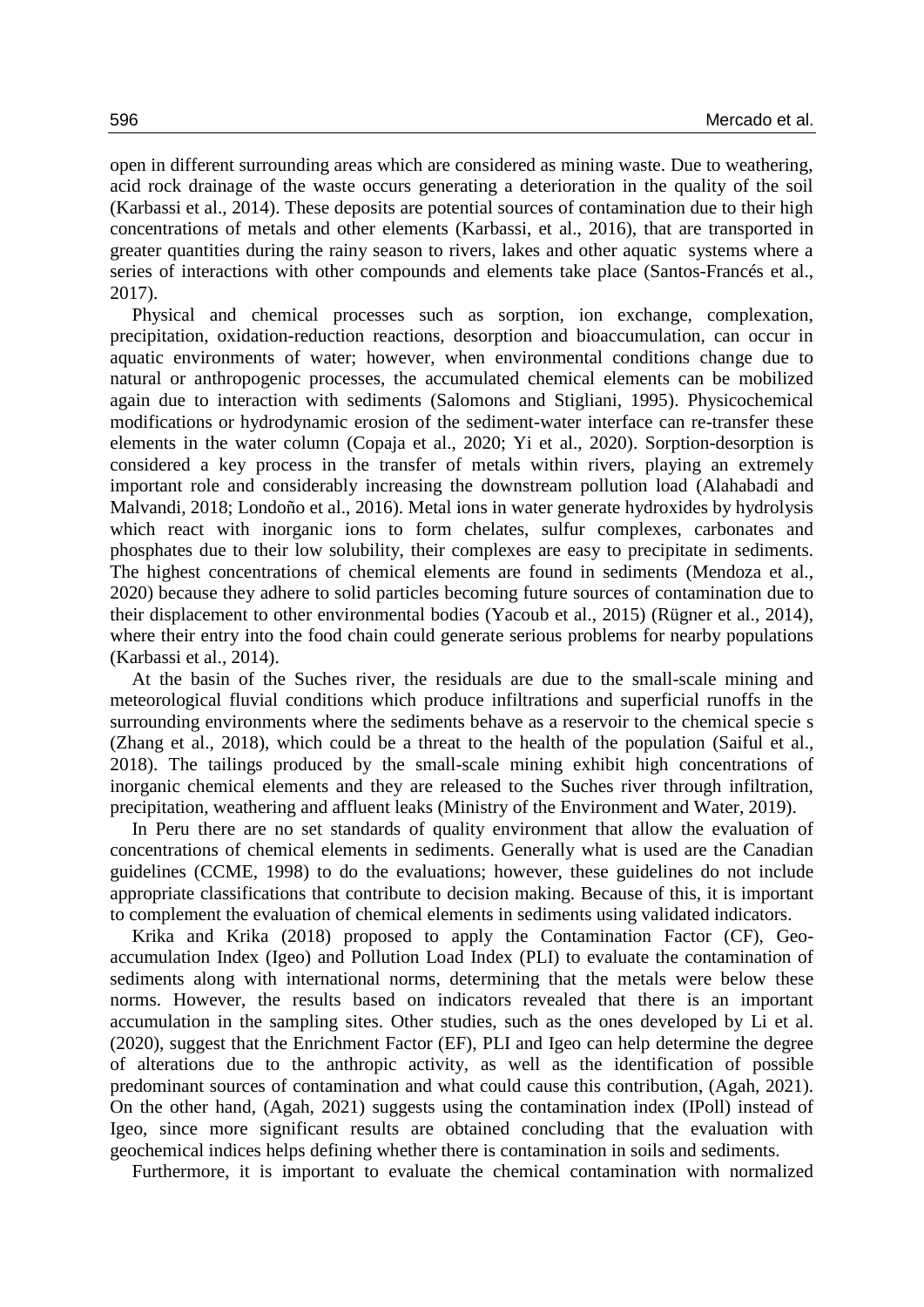open in different surrounding areas which are considered as mining waste. Due to weathering, acid rock drainage of the waste occurs generating a deterioration in the quality of the soil (Karbassi et al., 2014). These deposits are potential sources of contamination due to their high concentrations of metals and other elements (Karbassi, et al., 2016), that are transported in greater quantities during the rainy season to rivers, lakes and other aquatic systems where a series of interactions with other compounds and elements take place (Santos-Francés et al., 2017).

Physical and chemical processes such as sorption, ion exchange, complexation, precipitation, oxidation-reduction reactions, desorption and bioaccumulation, can occur in aquatic environments of water; however, when environmental conditions change due to natural or anthropogenic processes, the accumulated chemical elements can be mobilized again due to interaction with sediments (Salomons and Stigliani, 1995). Physicochemical modifications or hydrodynamic erosion of the sediment-water interface can re-transfer these elements in the water column (Copaja et al., 2020; Yi et al., 2020). Sorption-desorption is considered a key process in the transfer of metals within rivers, playing an extremely important role and considerably increasing the downstream pollution load (Alahabadi and Malvandi, 2018; Londoño et al., 2016). Metal ions in water generate hydroxides by hydrolysis which react with inorganic ions to form chelates, sulfur complexes, carbonates and phosphates due to their low solubility, their complexes are easy to precipitate in sediments. The highest concentrations of chemical elements are found in sediments (Mendoza et al., 2020) because they adhere to solid particles becoming future sources of contamination due to their displacement to other environmental bodies (Yacoub et al., 2015) (Rügner et al., 2014), where their entry into the food chain could generate serious problems for nearby populations (Karbassi et al., 2014).

At the basin of the Suches river, the residuals are due to the small-scale mining and meteorological fluvial conditions which produce infiltrations and superficial runoffs in the surrounding environments where the sediments behave as a reservoir to the chemical specie s (Zhang et al., 2018), which could be a threat to the health of the population (Saiful et al., 2018). The tailings produced by the small-scale mining exhibit high concentrations of inorganic chemical elements and they are released to the Suches river through infiltration, precipitation, weathering and affluent leaks (Ministry of the Environment and Water, 2019).

In Peru there are no set standards of quality environment that allow the evaluation of concentrations of chemical elements in sediments. Generally what is used are the Canadian guidelines (CCME, 1998) to do the evaluations; however, these guidelines do not include appropriate classifications that contribute to decision making. Because of this, it is important to complement the evaluation of chemical elements in sediments using validated indicators.

Krika and Krika (2018) proposed to apply the Contamination Factor (CF), Geo-accumulation Index (Igeo) and Pollution Load Index (PLI) to evaluate the contamination of sediments along with international norms, determining that the metals were below these norms. However, the results based on indicators revealed that there is an important accumulation in the sampling sites. Other studies, such as the ones developed by Li et al. (2020), suggest that the Enrichment Factor (EF), PLI and Igeo can help determine the degree of alterations due to the anthropic activity, as well as the identification of possible predominant sources of contamination and what could cause this contribution, (Agah, 2021). On the other hand, (Agah, 2021) suggests using the contamination index (IPoll) instead of Igeo, since more significant results are obtained concluding that the evaluation with geochemical indices helps defining whether there is contamination in soils and sediments.

Furthermore, it is important to evaluate the chemical contamination with normalized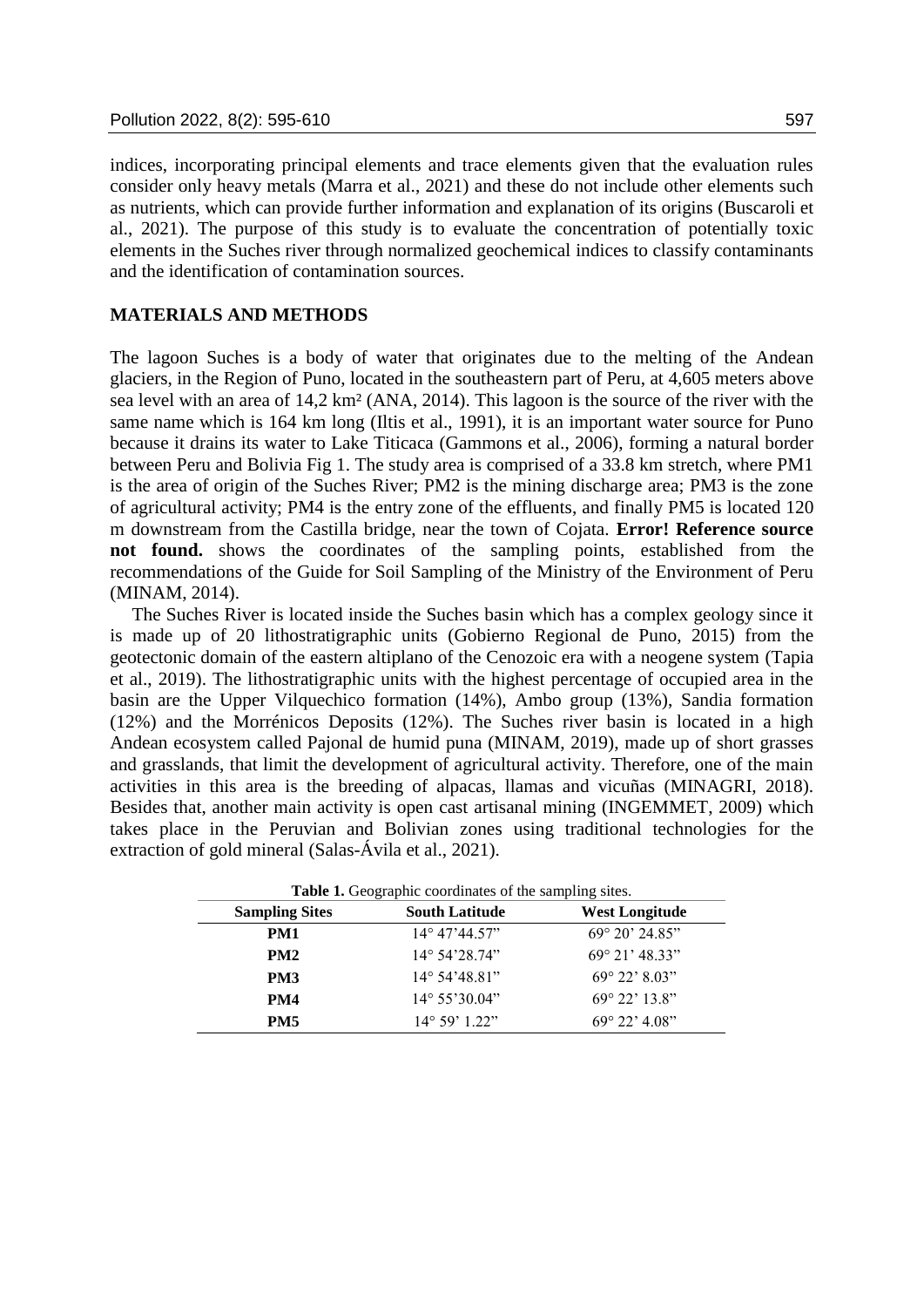indices, incorporating principal elements and trace elements given that the evaluation rules consider only heavy metals (Marra et al., 2021) and these do not include other elements such as nutrients, which can provide further information and explanation of its origins (Buscaroli et al., 2021). The purpose of this study is to evaluate the concentration of potentially toxic elements in the Suches river through normalized geochemical indices to classify contaminants and the identification of contamination sources.

## MATERIALS AND METHODS

The lagoon Suches is a body of water that originates due to the melting of the Andean glaciers, in the Region of Puno, located in the southeastern part of Peru, at 4,605 meters above sea level with an area of 14,2 km² (ANA, 2014). This lagoon is the source of the river with the same name which is 164 km long (Iltis et al., 1991), it is an important water source for Puno because it drains its water to Lake Titicaca (Gammons et al., 2006), forming a natural border between Peru and Bolivia Fig 1. The study area is comprised of a 33.8 km stretch, where PM1 is the area of origin of the Suches River; PM2 is the mining discharge area; PM3 is the zone of agricultural activity; PM4 is the entry zone of the effluents, and finally PM5 is located 120 m downstream from the Castilla bridge, near the town of Cojata. **Error! Reference source not found.** shows the coordinates of the sampling points, established from the recommendations of the Guide for Soil Sampling of the Ministry of the Environment of Peru (MINAM, 2014).

The Suches River is located inside the Suches basin which has a complex geology since it is made up of 20 lithostratigraphic units (Gobierno Regional de Puno, 2015) from the geotectonic domain of the eastern altiplano of the Cenozoic era with a neogene system (Tapia et al., 2019). The lithostratigraphic units with the highest percentage of occupied area in the basin are the Upper Vilquechico formation (14%), Ambo group (13%), Sandia formation (12%) and the Morrénicos Deposits (12%). The Suches river basin is located in a high Andean ecosystem called Pajonal de humid puna (MINAM, 2019), made up of short grasses and grasslands, that limit the development of agricultural activity. Therefore, one of the main activities in this area is the breeding of alpacas, llamas and vicuñas (MINAGRI, 2018). Besides that, another main activity is open cast artisanal mining (INGEMMET, 2009) which takes place in the Peruvian and Bolivian zones using traditional technologies for the extraction of gold mineral (Salas-Ávila et al., 2021).

**Table 1.** Geographic coordinates of the sampling sites.

| Sampling Sites | South Latitude | West Longitude |
|---|---|---|
| **PM1** | 14° 47'44.57" | 69° 20' 24.85" |
| **PM2** | 14° 54'28.74" | 69° 21' 48.33" |
| **PM3** | 14° 54'48.81" | 69° 22' 8.03" |
| **PM4** | 14° 55'30.04" | 69° 22' 13.8" |
| **PM5** | 14° 59' 1.22" | 69° 22' 4.08" |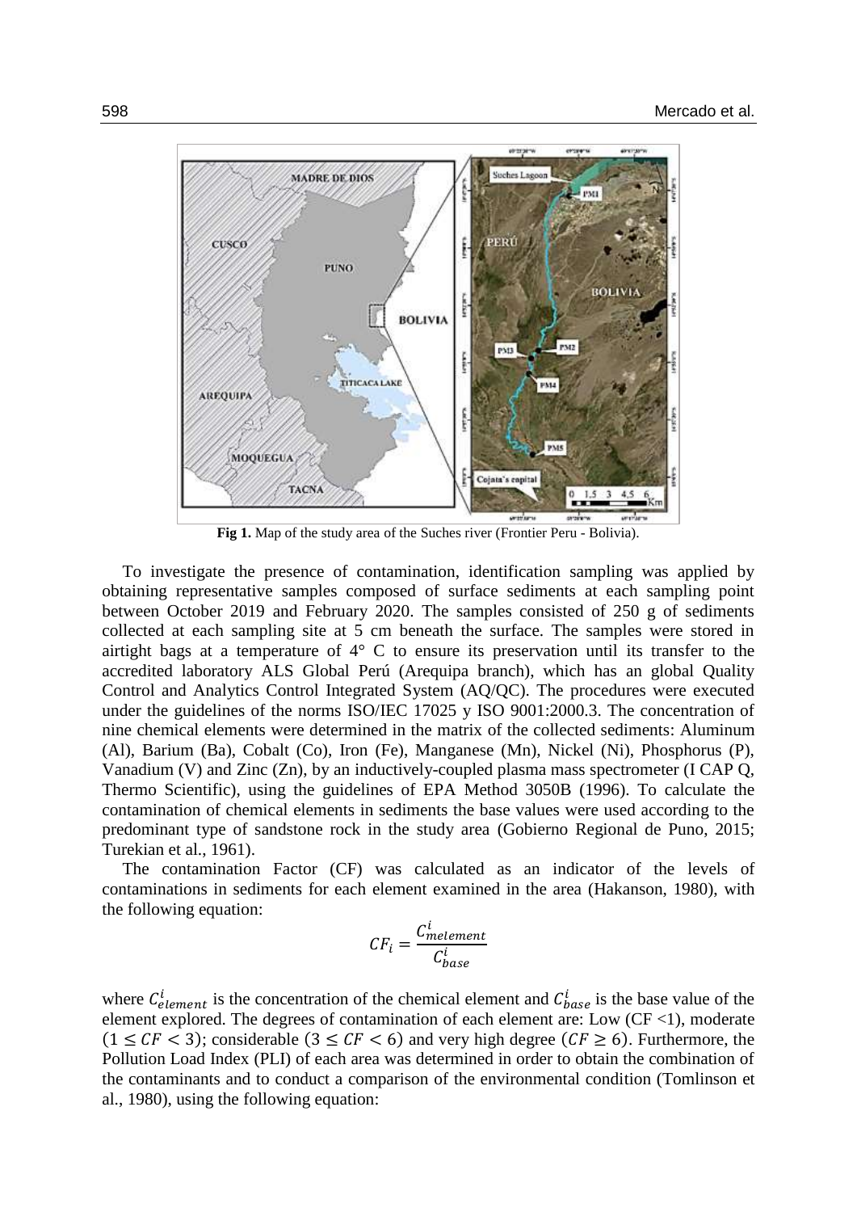**Fig 1.** Map of the study area of the Suches river (Frontier Peru - Bolivia).

To investigate the presence of contamination, identification sampling was applied by obtaining representative samples composed of surface sediments at each sampling point between October 2019 and February 2020. The samples consisted of 250 g of sediments collected at each sampling site at 5 cm beneath the surface. The samples were stored in airtight bags at a temperature of 4° C to ensure its preservation until its transfer to the accredited laboratory ALS Global Perú (Arequipa branch), which has an global Quality Control and Analytics Control Integrated System (AQ/QC). The procedures were executed under the guidelines of the norms ISO/IEC 17025 y ISO 9001:2000.3. The concentration of nine chemical elements were determined in the matrix of the collected sediments: Aluminum (Al), Barium (Ba), Cobalt (Co), Iron (Fe), Manganese (Mn), Nickel (Ni), Phosphorus (P), Vanadium (V) and Zinc (Zn), by an inductively-coupled plasma mass spectrometer (I CAP Q, Thermo Scientific), using the guidelines of EPA Method 3050B (1996). To calculate the contamination of chemical elements in sediments the base values were used according to the predominant type of sandstone rock in the study area (Gobierno Regional de Puno, 2015; Turekian et al., 1961).

The contamination Factor (CF) was calculated as an indicator of the levels of contaminations in sediments for each element examined in the area (Hakanson, 1980), with the following equation:

$$CF_i = \frac{C^i_{melement}}{C^i_{base}}$$

where $C^i_{element}$ is the concentration of the chemical element and $C^i_{base}$ is the base value of the element explored. The degrees of contamination of each element are: Low (CF <1), moderate $(1 \leq CF < 3)$; considerable $(3 \leq CF < 6)$ and very high degree $(CF \geq 6)$. Furthermore, the Pollution Load Index (PLI) of each area was determined in order to obtain the combination of the contaminants and to conduct a comparison of the environmental condition (Tomlinson et al., 1980), using the following equation: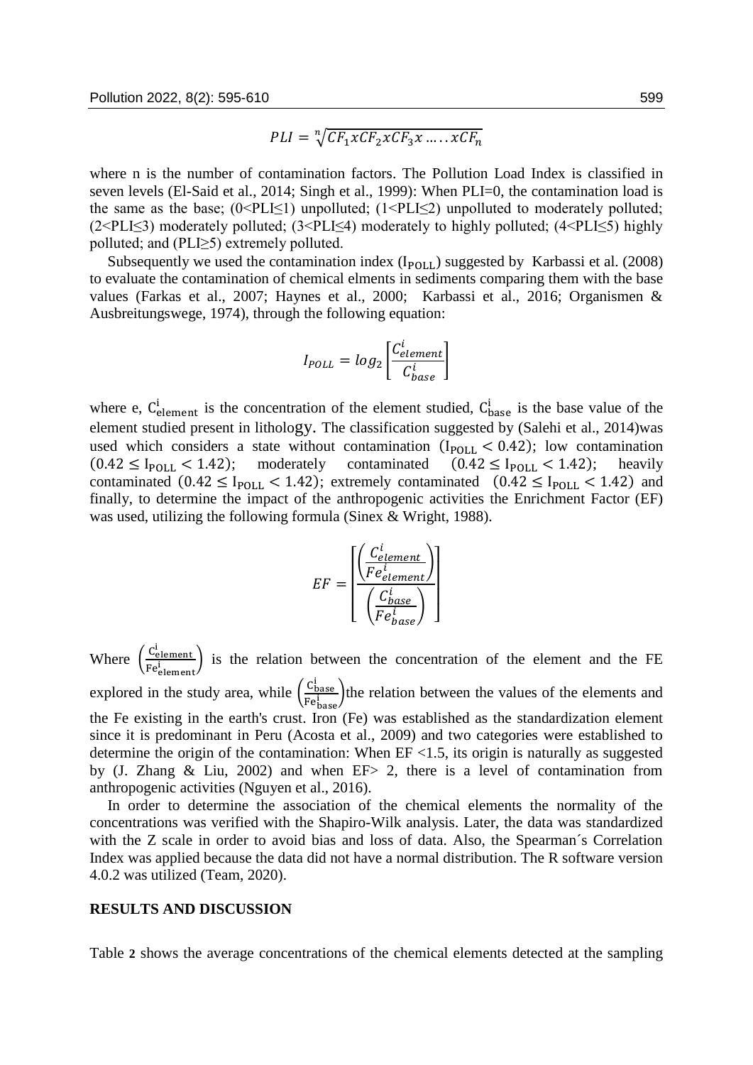$$PLI = \sqrt[n]{CF_1 x CF_2 x CF_3 x \ldots\ldots x CF_n}$$

where n is the number of contamination factors. The Pollution Load Index is classified in seven levels (El-Said et al., 2014; Singh et al., 1999): When PLI=0, the contamination load is the same as the base; (0<PLI≤1) unpolluted; (1<PLI≤2) unpolluted to moderately polluted; (2<PLI≤3) moderately polluted; (3<PLI≤4) moderately to highly polluted; (4<PLI≤5) highly polluted; and (PLI≥5) extremely polluted.

Subsequently we used the contamination index ($I_{POLL}$) suggested by Karbassi et al. (2008) to evaluate the contamination of chemical elments in sediments comparing them with the base values (Farkas et al., 2007; Haynes et al., 2000; Karbassi et al., 2016; Organismen & Ausbreitungswege, 1974), through the following equation:

$$I_{POLL} = log_2 \left[ \frac{C^i_{element}}{C^i_{base}} \right]$$

where e, $C^i_{element}$ is the concentration of the element studied, $C^i_{base}$ is the base value of the element studied present in lithology. The classification suggested by (Salehi et al., 2014)was used which considers a state without contamination ($I_{POLL} < 0.42$); low contamination ($0.42 \leq I_{POLL} < 1.42$); moderately contaminated ($0.42 \leq I_{POLL} < 1.42$); heavily contaminated ($0.42 \leq I_{POLL} < 1.42$); extremely contaminated ($0.42 \leq I_{POLL} < 1.42$) and finally, to determine the impact of the anthropogenic activities the Enrichment Factor (EF) was used, utilizing the following formula (Sinex & Wright, 1988).

$$EF = \left[ \frac{\left( \frac{C^i_{element}}{Fe^i_{element}} \right)}{\left( \frac{C^i_{base}}{Fe^i_{base}} \right)} \right]$$

Where $\left( \frac{C^i_{element}}{Fe^i_{element}} \right)$ is the relation between the concentration of the element and the FE explored in the study area, while $\left( \frac{C^i_{base}}{Fe^i_{base}} \right)$the relation between the values of the elements and the Fe existing in the earth's crust. Iron (Fe) was established as the standardization element since it is predominant in Peru (Acosta et al., 2009) and two categories were established to determine the origin of the contamination: When EF <1.5, its origin is naturally as suggested by (J. Zhang & Liu, 2002) and when EF> 2, there is a level of contamination from anthropogenic activities (Nguyen et al., 2016).

In order to determine the association of the chemical elements the normality of the concentrations was verified with the Shapiro-Wilk analysis. Later, the data was standardized with the Z scale in order to avoid bias and loss of data. Also, the Spearman´s Correlation Index was applied because the data did not have a normal distribution. The R software version 4.0.2 was utilized (Team, 2020).

## RESULTS AND DISCUSSION

Table **2** shows the average concentrations of the chemical elements detected at the sampling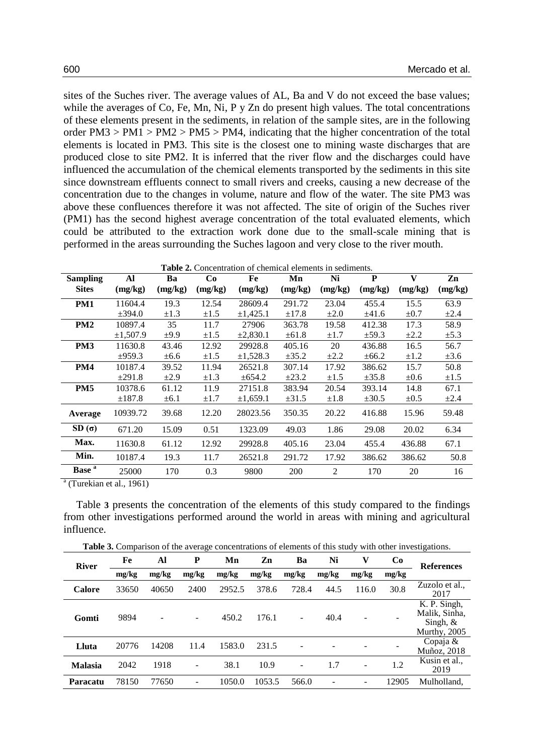sites of the Suches river. The average values of AL, Ba and V do not exceed the base values; while the averages of Co, Fe, Mn, Ni, P y Zn do present high values. The total concentrations of these elements present in the sediments, in relation of the sample sites, are in the following order PM3 > PM1 > PM2 > PM5 > PM4, indicating that the higher concentration of the total elements is located in PM3. This site is the closest one to mining waste discharges that are produced close to site PM2. It is inferred that the river flow and the discharges could have influenced the accumulation of the chemical elements transported by the sediments in this site since downstream effluents connect to small rivers and creeks, causing a new decrease of the concentration due to the changes in volume, nature and flow of the water. The site PM3 was above these confluences therefore it was not affected. The site of origin of the Suches river (PM1) has the second highest average concentration of the total evaluated elements, which could be attributed to the extraction work done due to the small-scale mining that is performed in the areas surrounding the Suches lagoon and very close to the river mouth.

**Table 2.** Concentration of chemical elements in sediments.

| Sampling Sites | Al (mg/kg) | Ba (mg/kg) | Co (mg/kg) | Fe (mg/kg) | Mn (mg/kg) | Ni (mg/kg) | P (mg/kg) | V (mg/kg) | Zn (mg/kg) |
|---|---|---|---|---|---|---|---|---|---|
| **PM1** | 11604.4 ±394.0 | 19.3 ±1.3 | 12.54 ±1.5 | 28609.4 ±1,425.1 | 291.72 ±17.8 | 23.04 ±2.0 | 455.4 ±41.6 | 15.5 ±0.7 | 63.9 ±2.4 |
| **PM2** | 10897.4 ±1,507.9 | 35 ±9.9 | 11.7 ±1.5 | 27906 ±2,830.1 | 363.78 ±61.8 | 19.58 ±1.7 | 412.38 ±59.3 | 17.3 ±2.2 | 58.9 ±5.3 |
| **PM3** | 11630.8 ±959.3 | 43.46 ±6.6 | 12.92 ±1.5 | 29928.8 ±1,528.3 | 405.16 ±35.2 | 20 ±2.2 | 436.88 ±66.2 | 16.5 ±1.2 | 56.7 ±3.6 |
| **PM4** | 10187.4 ±291.8 | 39.52 ±2.9 | 11.94 ±1.3 | 26521.8 ±654.2 | 307.14 ±23.2 | 17.92 ±1.5 | 386.62 ±35.8 | 15.7 ±0.6 | 50.8 ±1.5 |
| **PM5** | 10378.6 ±187.8 | 61.12 ±6.1 | 11.9 ±1.7 | 27151.8 ±1,659.1 | 383.94 ±31.5 | 20.54 ±1.8 | 393.14 ±30.5 | 14.8 ±0.5 | 67.1 ±2.4 |
| **Average** | 10939.72 | 39.68 | 12.20 | 28023.56 | 350.35 | 20.22 | 416.88 | 15.96 | 59.48 |
| **SD (σ)** | 671.20 | 15.09 | 0.51 | 1323.09 | 49.03 | 1.86 | 29.08 | 20.02 | 6.34 |
| **Max.** | 11630.8 | 61.12 | 12.92 | 29928.8 | 405.16 | 23.04 | 455.4 | 436.88 | 67.1 |
| **Min.** | 10187.4 | 19.3 | 11.7 | 26521.8 | 291.72 | 17.92 | 386.62 | 386.62 | 50.8 |
| **Base [a]** | 25000 | 170 | 0.3 | 9800 | 200 | 2 | 170 | 20 | 16 |

[a] (Turekian et al., 1961)

Table **3** presents the concentration of the elements of this study compared to the findings from other investigations performed around the world in areas with mining and agricultural influence.

**Table 3.** Comparison of the average concentrations of elements of this study with other investigations.

| River | Fe mg/kg | Al mg/kg | P mg/kg | Mn mg/kg | Zn mg/kg | Ba mg/kg | Ni mg/kg | V mg/kg | Co mg/kg | References |
|---|---|---|---|---|---|---|---|---|---|---|
| **Calore** | 33650 | 40650 | 2400 | 2952.5 | 378.6 | 728.4 | 44.5 | 116.0 | 30.8 | Zuzolo et al., 2017 |
| **Gomti** | 9894 | - | - | 450.2 | 176.1 | - | 40.4 | - | - | K. P. Singh, Malik, Sinha, Singh, & Murthy, 2005 |
| **Lluta** | 20776 | 14208 | 11.4 | 1583.0 | 231.5 | - | - | - | - | Copaja & Muñoz, 2018 |
| **Malasia** | 2042 | 1918 | - | 38.1 | 10.9 | - | 1.7 | - | 1.2 | Kusin et al., 2019 |
| **Paracatu** | 78150 | 77650 | - | 1050.0 | 1053.5 | 566.0 | - | - | 12905 | Mulholland, |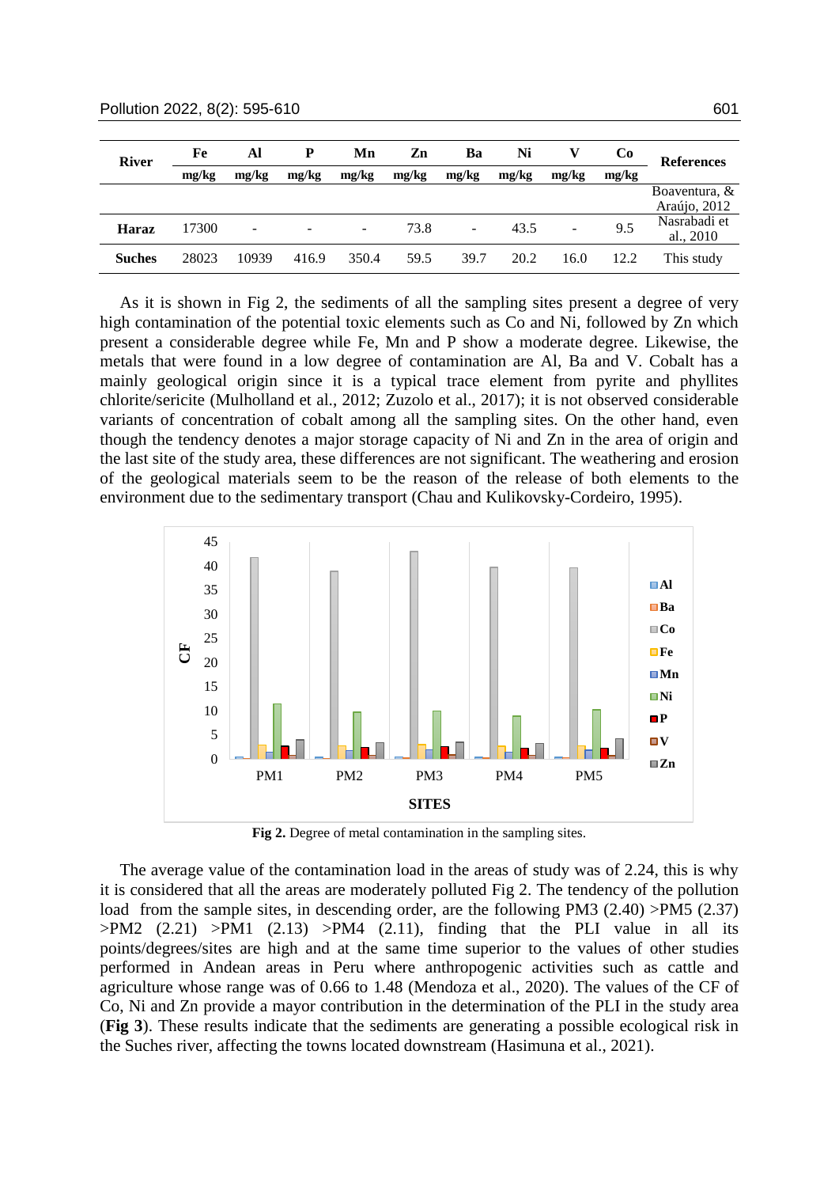| River | Fe | Al | P | Mn | Zn | Ba | Ni | V | Co | References |
|---|---|---|---|---|---|---|---|---|---|---|
| | mg/kg | mg/kg | mg/kg | mg/kg | mg/kg | mg/kg | mg/kg | mg/kg | mg/kg | |
| | | | | | | | | | | Boaventura, & Araújo, 2012 |
| **Haraz** | 17300 | - | - | - | 73.8 | - | 43.5 | - | 9.5 | Nasrabadi et al., 2010 |
| **Suches** | 28023 | 10939 | 416.9 | 350.4 | 59.5 | 39.7 | 20.2 | 16.0 | 12.2 | This study |

As it is shown in Fig 2, the sediments of all the sampling sites present a degree of very high contamination of the potential toxic elements such as Co and Ni, followed by Zn which present a considerable degree while Fe, Mn and P show a moderate degree. Likewise, the metals that were found in a low degree of contamination are Al, Ba and V. Cobalt has a mainly geological origin since it is a typical trace element from pyrite and phyllites chlorite/sericite (Mulholland et al., 2012; Zuzolo et al., 2017); it is not observed considerable variants of concentration of cobalt among all the sampling sites. On the other hand, even though the tendency denotes a major storage capacity of Ni and Zn in the area of origin and the last site of the study area, these differences are not significant. The weathering and erosion of the geological materials seem to be the reason of the release of both elements to the environment due to the sedimentary transport (Chau and Kulikovsky-Cordeiro, 1995).

**Fig 2.** Degree of metal contamination in the sampling sites.

The average value of the contamination load in the areas of study was of 2.24, this is why it is considered that all the areas are moderately polluted Fig 2. The tendency of the pollution load from the sample sites, in descending order, are the following PM3 (2.40) >PM5 (2.37) >PM2 (2.21) >PM1 (2.13) >PM4 (2.11), finding that the PLI value in all its points/degrees/sites are high and at the same time superior to the values of other studies performed in Andean areas in Peru where anthropogenic activities such as cattle and agriculture whose range was of 0.66 to 1.48 (Mendoza et al., 2020). The values of the CF of Co, Ni and Zn provide a mayor contribution in the determination of the PLI in the study area (**Fig 3**). These results indicate that the sediments are generating a possible ecological risk in the Suches river, affecting the towns located downstream (Hasimuna et al., 2021).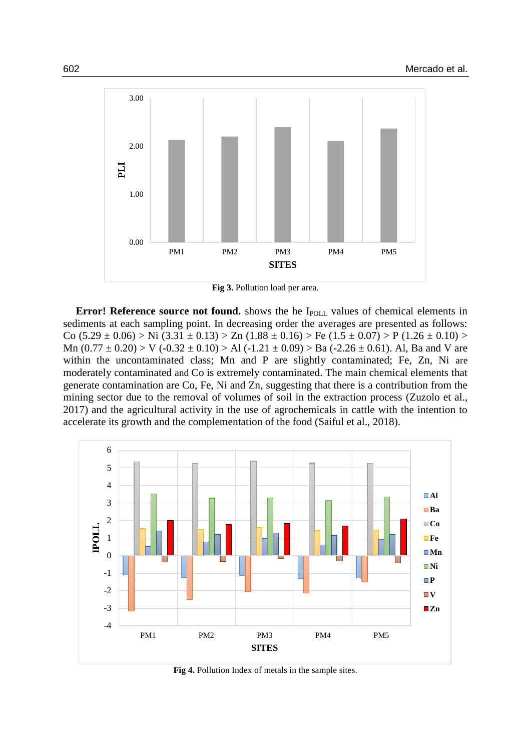Fig 3. Pollution load per area.

**Error! Reference source not found.** shows the he $I_{POLL}$ values of chemical elements in sediments at each sampling point. In decreasing order the averages are presented as follows: Co (5.29 ± 0.06) > Ni (3.31 ± 0.13) > Zn (1.88 ± 0.16) > Fe (1.5 ± 0.07) > P (1.26 ± 0.10) > Mn (0.77 ± 0.20) > V (-0.32 ± 0.10) > Al (-1.21 ± 0.09) > Ba (-2.26 ± 0.61). Al, Ba and V are within the uncontaminated class; Mn and P are slightly contaminated; Fe, Zn, Ni are moderately contaminated and Co is extremely contaminated. The main chemical elements that generate contamination are Co, Fe, Ni and Zn, suggesting that there is a contribution from the mining sector due to the removal of volumes of soil in the extraction process (Zuzolo et al., 2017) and the agricultural activity in the use of agrochemicals in cattle with the intention to accelerate its growth and the complementation of the food (Saiful et al., 2018).

**Fig 4.** Pollution Index of metals in the sample sites.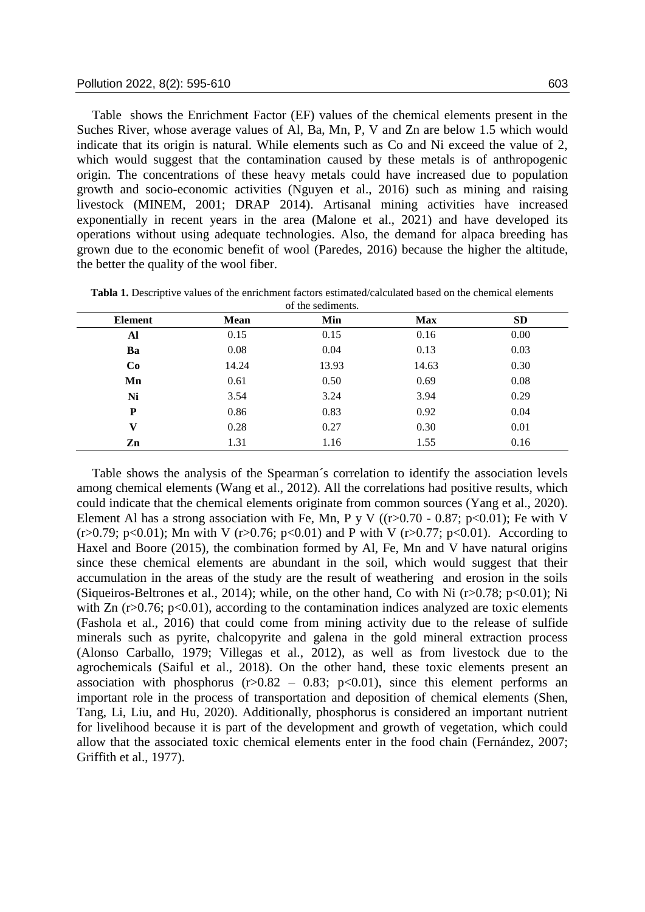Table shows the Enrichment Factor (EF) values of the chemical elements present in the Suches River, whose average values of Al, Ba, Mn, P, V and Zn are below 1.5 which would indicate that its origin is natural. While elements such as Co and Ni exceed the value of 2, which would suggest that the contamination caused by these metals is of anthropogenic origin. The concentrations of these heavy metals could have increased due to population growth and socio-economic activities (Nguyen et al., 2016) such as mining and raising livestock (MINEM, 2001; DRAP 2014). Artisanal mining activities have increased exponentially in recent years in the area (Malone et al., 2021) and have developed its operations without using adequate technologies. Also, the demand for alpaca breeding has grown due to the economic benefit of wool (Paredes, 2016) because the higher the altitude, the better the quality of the wool fiber.

**Tabla 1.** Descriptive values of the enrichment factors estimated/calculated based on the chemical elements of the sediments.

| Element | Mean | Min | Max | SD |
|---|---|---|---|---|
| **Al** | 0.15 | 0.15 | 0.16 | 0.00 |
| **Ba** | 0.08 | 0.04 | 0.13 | 0.03 |
| **Co** | 14.24 | 13.93 | 14.63 | 0.30 |
| **Mn** | 0.61 | 0.50 | 0.69 | 0.08 |
| **Ni** | 3.54 | 3.24 | 3.94 | 0.29 |
| **P** | 0.86 | 0.83 | 0.92 | 0.04 |
| **V** | 0.28 | 0.27 | 0.30 | 0.01 |
| **Zn** | 1.31 | 1.16 | 1.55 | 0.16 |

Table shows the analysis of the Spearman´s correlation to identify the association levels among chemical elements (Wang et al., 2012). All the correlations had positive results, which could indicate that the chemical elements originate from common sources (Yang et al., 2020). Element Al has a strong association with Fe, Mn, P y V (($r>0.70$ - 0.87; $p<0.01$); Fe with V ($r>0.79$; $p<0.01$); Mn with V ($r>0.76$; $p<0.01$) and P with V ($r>0.77$; $p<0.01$). According to Haxel and Boore (2015), the combination formed by Al, Fe, Mn and V have natural origins since these chemical elements are abundant in the soil, which would suggest that their accumulation in the areas of the study are the result of weathering and erosion in the soils (Siqueiros-Beltrones et al., 2014); while, on the other hand, Co with Ni ($r>0.78$; $p<0.01$); Ni with Zn ($r>0.76$; $p<0.01$), according to the contamination indices analyzed are toxic elements (Fashola et al., 2016) that could come from mining activity due to the release of sulfide minerals such as pyrite, chalcopyrite and galena in the gold mineral extraction process (Alonso Carballo, 1979; Villegas et al., 2012), as well as from livestock due to the agrochemicals (Saiful et al., 2018). On the other hand, these toxic elements present an association with phosphorus ($r>0.82$ – 0.83; $p<0.01$), since this element performs an important role in the process of transportation and deposition of chemical elements (Shen, Tang, Li, Liu, and Hu, 2020). Additionally, phosphorus is considered an important nutrient for livelihood because it is part of the development and growth of vegetation, which could allow that the associated toxic chemical elements enter in the food chain (Fernández, 2007; Griffith et al., 1977).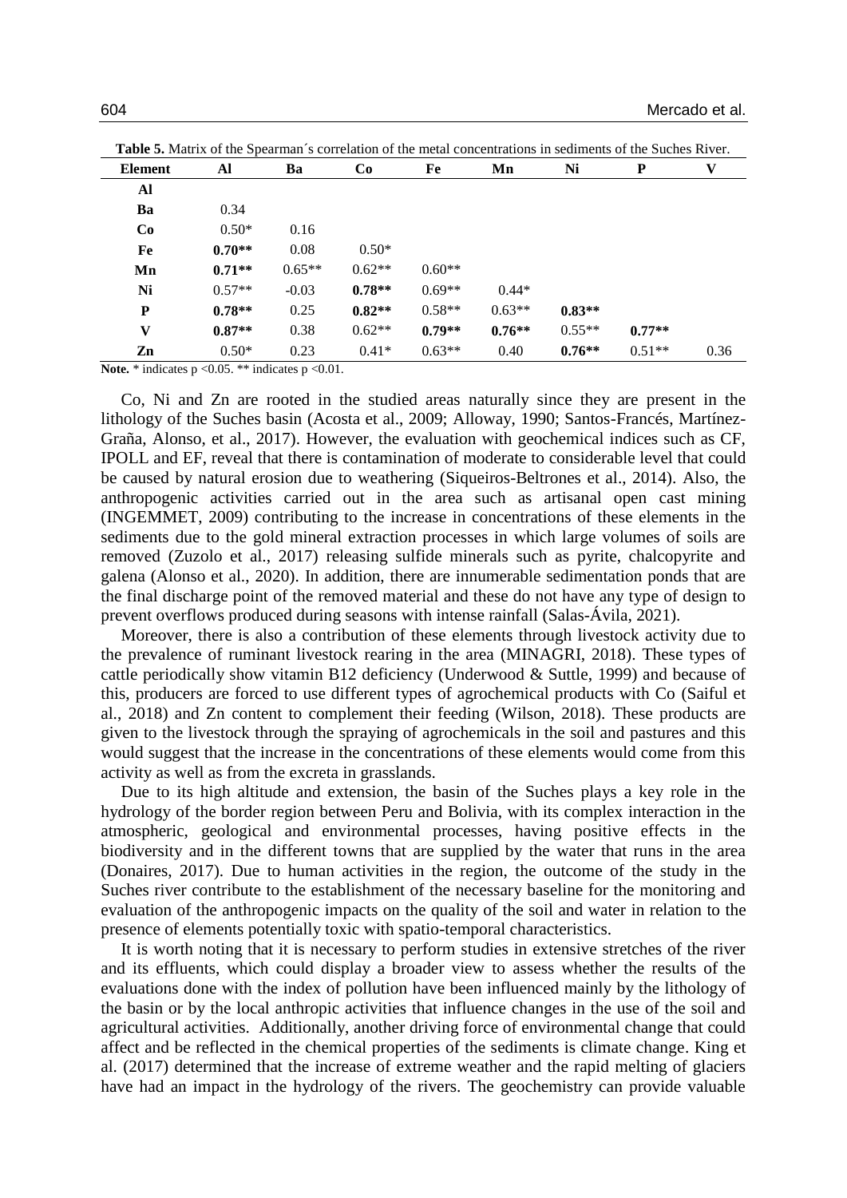**Table 5.** Matrix of the Spearman´s correlation of the metal concentrations in sediments of the Suches River.

| Element | Al | Ba | Co | Fe | Mn | Ni | P | V |
|---|---|---|---|---|---|---|---|---|
| **Al** | | | | | | | | |
| **Ba** | 0.34 | | | | | | | |
| **Co** | 0.50* | 0.16 | | | | | | |
| **Fe** | **0.70**** | 0.08 | 0.50* | | | | | |
| **Mn** | **0.71**** | 0.65** | 0.62** | 0.60** | | | | |
| **Ni** | 0.57** | -0.03 | **0.78**** | 0.69** | 0.44* | | | |
| **P** | **0.78**** | 0.25 | **0.82**** | 0.58** | 0.63** | **0.83**** | | |
| **V** | **0.87**** | 0.38 | 0.62** | **0.79**** | **0.76**** | 0.55** | **0.77**** | |
| **Zn** | 0.50* | 0.23 | 0.41* | 0.63** | 0.40 | **0.76**** | 0.51** | 0.36 |

**Note.** * indicates $p < 0.05$. ** indicates $p < 0.01$.

Co, Ni and Zn are rooted in the studied areas naturally since they are present in the lithology of the Suches basin (Acosta et al., 2009; Alloway, 1990; Santos-Francés, Martínez-Graña, Alonso, et al., 2017). However, the evaluation with geochemical indices such as CF, IPOLL and EF, reveal that there is contamination of moderate to considerable level that could be caused by natural erosion due to weathering (Siqueiros-Beltrones et al., 2014). Also, the anthropogenic activities carried out in the area such as artisanal open cast mining (INGEMMET, 2009) contributing to the increase in concentrations of these elements in the sediments due to the gold mineral extraction processes in which large volumes of soils are removed (Zuzolo et al., 2017) releasing sulfide minerals such as pyrite, chalcopyrite and galena (Alonso et al., 2020). In addition, there are innumerable sedimentation ponds that are the final discharge point of the removed material and these do not have any type of design to prevent overflows produced during seasons with intense rainfall (Salas-Ávila, 2021).

Moreover, there is also a contribution of these elements through livestock activity due to the prevalence of ruminant livestock rearing in the area (MINAGRI, 2018). These types of cattle periodically show vitamin B12 deficiency (Underwood & Suttle, 1999) and because of this, producers are forced to use different types of agrochemical products with Co (Saiful et al., 2018) and Zn content to complement their feeding (Wilson, 2018). These products are given to the livestock through the spraying of agrochemicals in the soil and pastures and this would suggest that the increase in the concentrations of these elements would come from this activity as well as from the excreta in grasslands.

Due to its high altitude and extension, the basin of the Suches plays a key role in the hydrology of the border region between Peru and Bolivia, with its complex interaction in the atmospheric, geological and environmental processes, having positive effects in the biodiversity and in the different towns that are supplied by the water that runs in the area (Donaires, 2017). Due to human activities in the region, the outcome of the study in the Suches river contribute to the establishment of the necessary baseline for the monitoring and evaluation of the anthropogenic impacts on the quality of the soil and water in relation to the presence of elements potentially toxic with spatio-temporal characteristics.

It is worth noting that it is necessary to perform studies in extensive stretches of the river and its effluents, which could display a broader view to assess whether the results of the evaluations done with the index of pollution have been influenced mainly by the lithology of the basin or by the local anthropic activities that influence changes in the use of the soil and agricultural activities. Additionally, another driving force of environmental change that could affect and be reflected in the chemical properties of the sediments is climate change. King et al. (2017) determined that the increase of extreme weather and the rapid melting of glaciers have had an impact in the hydrology of the rivers. The geochemistry can provide valuable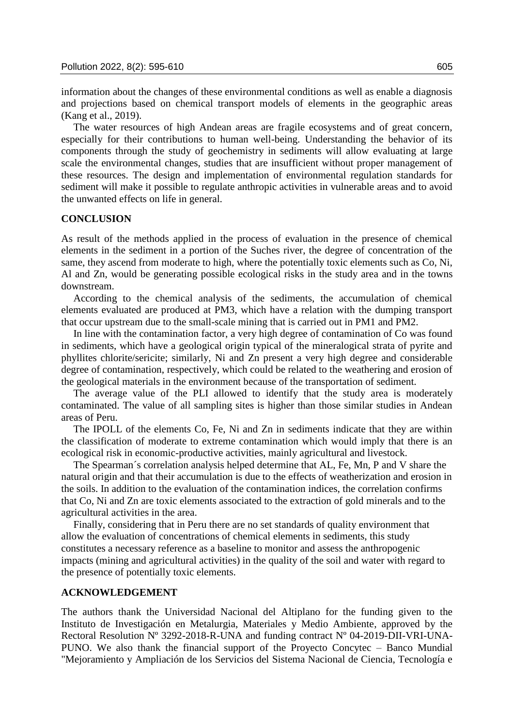information about the changes of these environmental conditions as well as enable a diagnosis and projections based on chemical transport models of elements in the geographic areas (Kang et al., 2019).

The water resources of high Andean areas are fragile ecosystems and of great concern, especially for their contributions to human well-being. Understanding the behavior of its components through the study of geochemistry in sediments will allow evaluating at large scale the environmental changes, studies that are insufficient without proper management of these resources. The design and implementation of environmental regulation standards for sediment will make it possible to regulate anthropic activities in vulnerable areas and to avoid the unwanted effects on life in general.

## CONCLUSION

As result of the methods applied in the process of evaluation in the presence of chemical elements in the sediment in a portion of the Suches river, the degree of concentration of the same, they ascend from moderate to high, where the potentially toxic elements such as Co, Ni, Al and Zn, would be generating possible ecological risks in the study area and in the towns downstream.

According to the chemical analysis of the sediments, the accumulation of chemical elements evaluated are produced at PM3, which have a relation with the dumping transport that occur upstream due to the small-scale mining that is carried out in PM1 and PM2.

In line with the contamination factor, a very high degree of contamination of Co was found in sediments, which have a geological origin typical of the mineralogical strata of pyrite and phyllites chlorite/sericite; similarly, Ni and Zn present a very high degree and considerable degree of contamination, respectively, which could be related to the weathering and erosion of the geological materials in the environment because of the transportation of sediment.

The average value of the PLI allowed to identify that the study area is moderately contaminated. The value of all sampling sites is higher than those similar studies in Andean areas of Peru.

The IPOLL of the elements Co, Fe, Ni and Zn in sediments indicate that they are within the classification of moderate to extreme contamination which would imply that there is an ecological risk in economic-productive activities, mainly agricultural and livestock.

The Spearman´s correlation analysis helped determine that AL, Fe, Mn, P and V share the natural origin and that their accumulation is due to the effects of weatherization and erosion in the soils. In addition to the evaluation of the contamination indices, the correlation confirms that Co, Ni and Zn are toxic elements associated to the extraction of gold minerals and to the agricultural activities in the area.

Finally, considering that in Peru there are no set standards of quality environment that allow the evaluation of concentrations of chemical elements in sediments, this study constitutes a necessary reference as a baseline to monitor and assess the anthropogenic impacts (mining and agricultural activities) in the quality of the soil and water with regard to the presence of potentially toxic elements.

## ACKNOWLEDGEMENT

The authors thank the Universidad Nacional del Altiplano for the funding given to the Instituto de Investigación en Metalurgia, Materiales y Medio Ambiente, approved by the Rectoral Resolution Nº 3292-2018-R-UNA and funding contract Nº 04-2019-DII-VRI-UNA-PUNO. We also thank the financial support of the Proyecto Concytec – Banco Mundial "Mejoramiento y Ampliación de los Servicios del Sistema Nacional de Ciencia, Tecnología e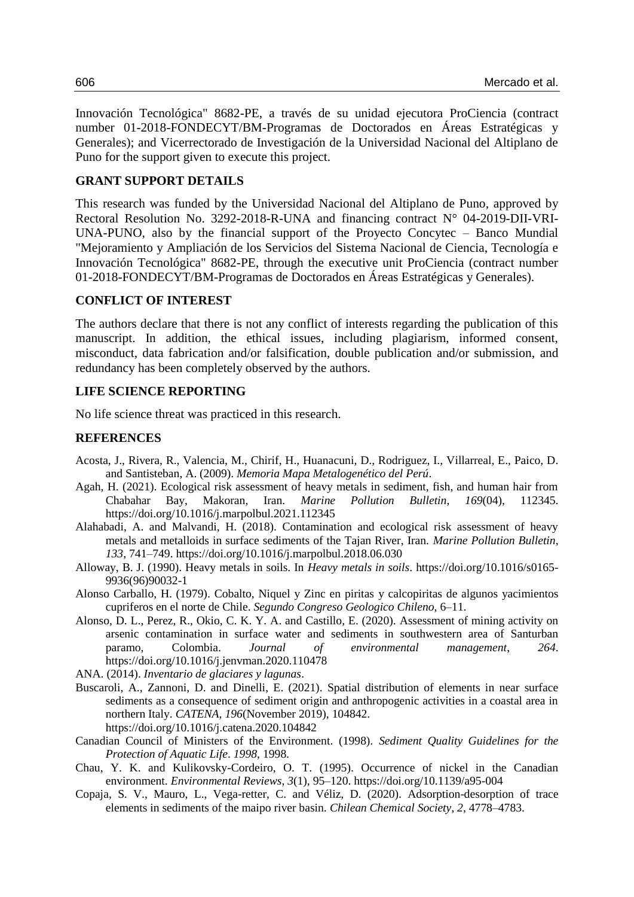Innovación Tecnológica" 8682-PE, a través de su unidad ejecutora ProCiencia (contract number 01-2018-FONDECYT/BM-Programas de Doctorados en Áreas Estratégicas y Generales); and Vicerrectorado de Investigación de la Universidad Nacional del Altiplano de Puno for the support given to execute this project.

## GRANT SUPPORT DETAILS

This research was funded by the Universidad Nacional del Altiplano de Puno, approved by Rectoral Resolution No. 3292-2018-R-UNA and financing contract N° 04-2019-DII-VRI-UNA-PUNO, also by the financial support of the Proyecto Concytec – Banco Mundial "Mejoramiento y Ampliación de los Servicios del Sistema Nacional de Ciencia, Tecnología e Innovación Tecnológica" 8682-PE, through the executive unit ProCiencia (contract number 01-2018-FONDECYT/BM-Programas de Doctorados en Áreas Estratégicas y Generales).

## CONFLICT OF INTEREST

The authors declare that there is not any conflict of interests regarding the publication of this manuscript. In addition, the ethical issues, including plagiarism, informed consent, misconduct, data fabrication and/or falsification, double publication and/or submission, and redundancy has been completely observed by the authors.

## LIFE SCIENCE REPORTING

No life science threat was practiced in this research.

## REFERENCES

Acosta, J., Rivera, R., Valencia, M., Chirif, H., Huanacuni, D., Rodriguez, I., Villarreal, E., Paico, D. and Santisteban, A. (2009). *Memoria Mapa Metalogenético del Perú*.

Agah, H. (2021). Ecological risk assessment of heavy metals in sediment, fish, and human hair from Chabahar Bay, Makoran, Iran. *Marine Pollution Bulletin*, *169*(04), 112345. https://doi.org/10.1016/j.marpolbul.2021.112345

Alahabadi, A. and Malvandi, H. (2018). Contamination and ecological risk assessment of heavy metals and metalloids in surface sediments of the Tajan River, Iran. *Marine Pollution Bulletin*, *133*, 741–749. https://doi.org/10.1016/j.marpolbul.2018.06.030

Alloway, B. J. (1990). Heavy metals in soils. In *Heavy metals in soils*. https://doi.org/10.1016/s0165-9936(96)90032-1

Alonso Carballo, H. (1979). Cobalto, Niquel y Zinc en piritas y calcopiritas de algunos yacimientos cupriferos en el norte de Chile. *Segundo Congreso Geologico Chileno*, 6–11.

Alonso, D. L., Perez, R., Okio, C. K. Y. A. and Castillo, E. (2020). Assessment of mining activity on arsenic contamination in surface water and sediments in southwestern area of Santurban paramo, Colombia. *Journal of environmental management*, *264*. https://doi.org/10.1016/j.jenvman.2020.110478

ANA. (2014). *Inventario de glaciares y lagunas*.

Buscaroli, A., Zannoni, D. and Dinelli, E. (2021). Spatial distribution of elements in near surface sediments as a consequence of sediment origin and anthropogenic activities in a coastal area in northern Italy. *CATENA*, *196*(November 2019), 104842. https://doi.org/10.1016/j.catena.2020.104842

Canadian Council of Ministers of the Environment. (1998). *Sediment Quality Guidelines for the Protection of Aquatic Life*. *1998*, 1998.

Chau, Y. K. and Kulikovsky-Cordeiro, O. T. (1995). Occurrence of nickel in the Canadian environment. *Environmental Reviews*, *3*(1), 95–120. https://doi.org/10.1139/a95-004

Copaja, S. V., Mauro, L., Vega-retter, C. and Véliz, D. (2020). Adsorption-desorption of trace elements in sediments of the maipo river basin. *Chilean Chemical Society*, *2*, 4778–4783.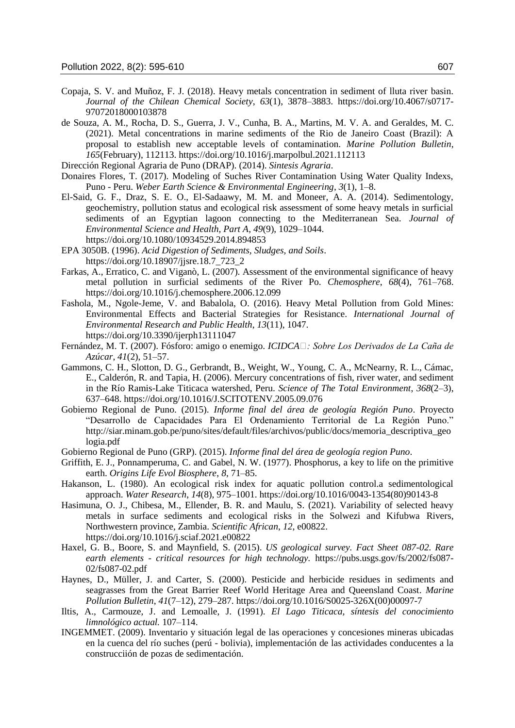Copaja, S. V. and Muñoz, F. J. (2018). Heavy metals concentration in sediment of lluta river basin. *Journal of the Chilean Chemical Society*, *63*(1), 3878–3883. https://doi.org/10.4067/s0717-97072018000103878

de Souza, A. M., Rocha, D. S., Guerra, J. V., Cunha, B. A., Martins, M. V. A. and Geraldes, M. C. (2021). Metal concentrations in marine sediments of the Rio de Janeiro Coast (Brazil): A proposal to establish new acceptable levels of contamination. *Marine Pollution Bulletin*, *165*(February), 112113. https://doi.org/10.1016/j.marpolbul.2021.112113

Dirección Regional Agraria de Puno (DRAP). (2014). *Sintesis Agraria*.

Donaires Flores, T. (2017). Modeling of Suches River Contamination Using Water Quality Indexs, Puno - Peru. *Weber Earth Science & Environmental Engineering*, *3*(1), 1–8.

El-Said, G. F., Draz, S. E. O., El-Sadaawy, M. M. and Moneer, A. A. (2014). Sedimentology, geochemistry, pollution status and ecological risk assessment of some heavy metals in surficial sediments of an Egyptian lagoon connecting to the Mediterranean Sea. *Journal of Environmental Science and Health, Part A*, *49*(9), 1029–1044. https://doi.org/10.1080/10934529.2014.894853

EPA 3050B. (1996). *Acid Digestion of Sediments, Sludges, and Soils*. https://doi.org/10.18907/jjsre.18.7_723_2

Farkas, A., Erratico, C. and Viganò, L. (2007). Assessment of the environmental significance of heavy metal pollution in surficial sediments of the River Po. *Chemosphere*, *68*(4), 761–768. https://doi.org/10.1016/j.chemosphere.2006.12.099

Fashola, M., Ngole-Jeme, V. and Babalola, O. (2016). Heavy Metal Pollution from Gold Mines: Environmental Effects and Bacterial Strategies for Resistance. *International Journal of Environmental Research and Public Health*, *13*(11), 1047. https://doi.org/10.3390/ijerph13111047

Fernández, M. T. (2007). Fósforo: amigo o enemigo. *ICIDCA: Sobre Los Derivados de La Caña de Azúcar*, *41*(2), 51–57.

Gammons, C. H., Slotton, D. G., Gerbrandt, B., Weight, W., Young, C. A., McNearny, R. L., Cámac, E., Calderón, R. and Tapia, H. (2006). Mercury concentrations of fish, river water, and sediment in the Río Ramis-Lake Titicaca watershed, Peru. *Science of The Total Environment*, *368*(2–3), 637–648. https://doi.org/10.1016/J.SCITOTENV.2005.09.076

Gobierno Regional de Puno. (2015). *Informe final del área de geología Región Puno*. Proyecto "Desarrollo de Capacidades Para El Ordenamiento Territorial de La Región Puno." http://siar.minam.gob.pe/puno/sites/default/files/archivos/public/docs/memoria_descriptiva_geologia.pdf

Gobierno Regional de Puno (GRP). (2015). *Informe final del área de geología region Puno*.

Griffith, E. J., Ponnamperuma, C. and Gabel, N. W. (1977). Phosphorus, a key to life on the primitive earth. *Origins Life Evol Biosphere*, *8*, 71–85.

Hakanson, L. (1980). An ecological risk index for aquatic pollution control.a sedimentological approach. *Water Research*, *14*(8), 975–1001. https://doi.org/10.1016/0043-1354(80)90143-8

Hasimuna, O. J., Chibesa, M., Ellender, B. R. and Maulu, S. (2021). Variability of selected heavy metals in surface sediments and ecological risks in the Solwezi and Kifubwa Rivers, Northwestern province, Zambia. *Scientific African*, *12*, e00822. https://doi.org/10.1016/j.sciaf.2021.e00822

Haxel, G. B., Boore, S. and Maynfield, S. (2015). *US geological survey. Fact Sheet 087-02. Rare earth elements - critical resources for high technology.* https://pubs.usgs.gov/fs/2002/fs087-02/fs087-02.pdf

Haynes, D., Müller, J. and Carter, S. (2000). Pesticide and herbicide residues in sediments and seagrasses from the Great Barrier Reef World Heritage Area and Queensland Coast. *Marine Pollution Bulletin*, *41*(7–12), 279–287. https://doi.org/10.1016/S0025-326X(00)00097-7

Iltis, A., Carmouze, J. and Lemoalle, J. (1991). *El Lago Titicaca, síntesis del conocimiento limnológico actual.* 107–114.

INGEMMET. (2009). Inventario y situación legal de las operaciones y concesiones mineras ubicadas en la cuenca del río suches (perú - bolivia), implementación de las actividades conducentes a la construcciión de pozas de sedimentación.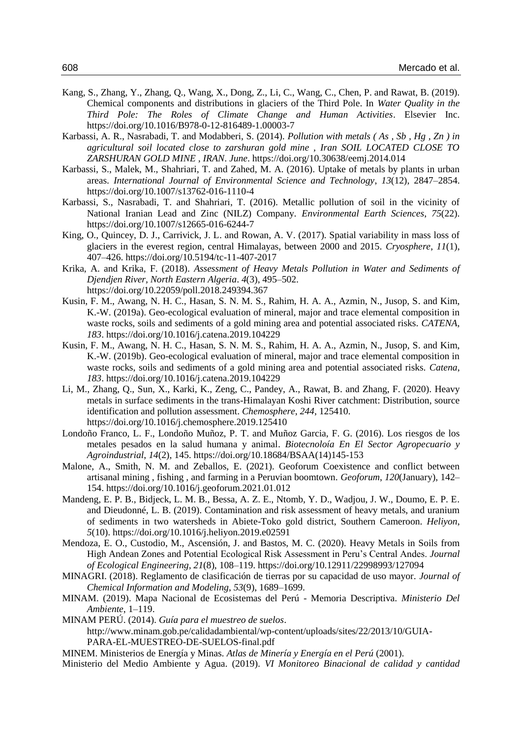Kang, S., Zhang, Y., Zhang, Q., Wang, X., Dong, Z., Li, C., Wang, C., Chen, P. and Rawat, B. (2019). Chemical components and distributions in glaciers of the Third Pole. In *Water Quality in the Third Pole: The Roles of Climate Change and Human Activities*. Elsevier Inc. https://doi.org/10.1016/B978-0-12-816489-1.00003-7

Karbassi, A. R., Nasrabadi, T. and Modabberi, S. (2014). *Pollution with metals ( As , Sb , Hg , Zn ) in agricultural soil located close to zarshuran gold mine , Iran SOIL LOCATED CLOSE TO ZARSHURAN GOLD MINE , IRAN*. *June*. https://doi.org/10.30638/eemj.2014.014

Karbassi, S., Malek, M., Shahriari, T. and Zahed, M. A. (2016). Uptake of metals by plants in urban areas. *International Journal of Environmental Science and Technology*, *13*(12), 2847–2854. https://doi.org/10.1007/s13762-016-1110-4

Karbassi, S., Nasrabadi, T. and Shahriari, T. (2016). Metallic pollution of soil in the vicinity of National Iranian Lead and Zinc (NILZ) Company. *Environmental Earth Sciences*, *75*(22). https://doi.org/10.1007/s12665-016-6244-7

King, O., Quincey, D. J., Carrivick, J. L. and Rowan, A. V. (2017). Spatial variability in mass loss of glaciers in the everest region, central Himalayas, between 2000 and 2015. *Cryosphere*, *11*(1), 407–426. https://doi.org/10.5194/tc-11-407-2017

Krika, A. and Krika, F. (2018). *Assessment of Heavy Metals Pollution in Water and Sediments of Djendjen River, North Eastern Algeria*. *4*(3), 495–502. https://doi.org/10.22059/poll.2018.249394.367

Kusin, F. M., Awang, N. H. C., Hasan, S. N. M. S., Rahim, H. A. A., Azmin, N., Jusop, S. and Kim, K.-W. (2019a). Geo-ecological evaluation of mineral, major and trace elemental composition in waste rocks, soils and sediments of a gold mining area and potential associated risks. *CATENA*, *183*. https://doi.org/10.1016/j.catena.2019.104229

Kusin, F. M., Awang, N. H. C., Hasan, S. N. M. S., Rahim, H. A. A., Azmin, N., Jusop, S. and Kim, K.-W. (2019b). Geo-ecological evaluation of mineral, major and trace elemental composition in waste rocks, soils and sediments of a gold mining area and potential associated risks. *Catena*, *183*. https://doi.org/10.1016/j.catena.2019.104229

Li, M., Zhang, Q., Sun, X., Karki, K., Zeng, C., Pandey, A., Rawat, B. and Zhang, F. (2020). Heavy metals in surface sediments in the trans-Himalayan Koshi River catchment: Distribution, source identification and pollution assessment. *Chemosphere*, *244*, 125410. https://doi.org/10.1016/j.chemosphere.2019.125410

Londoño Franco, L. F., Londoño Muñoz, P. T. and Muñoz Garcia, F. G. (2016). Los riesgos de los metales pesados en la salud humana y animal. *Biotecnoloía En El Sector Agropecuario y Agroindustrial*, *14*(2), 145. https://doi.org/10.18684/BSAA(14)145-153

Malone, A., Smith, N. M. and Zeballos, E. (2021). Geoforum Coexistence and conflict between artisanal mining , fishing , and farming in a Peruvian boomtown. *Geoforum*, *120*(January), 142–154. https://doi.org/10.1016/j.geoforum.2021.01.012

Mandeng, E. P. B., Bidjeck, L. M. B., Bessa, A. Z. E., Ntomb, Y. D., Wadjou, J. W., Doumo, E. P. E. and Dieudonné, L. B. (2019). Contamination and risk assessment of heavy metals, and uranium of sediments in two watersheds in Abiete-Toko gold district, Southern Cameroon. *Heliyon*, *5*(10). https://doi.org/10.1016/j.heliyon.2019.e02591

Mendoza, E. O., Custodio, M., Ascensión, J. and Bastos, M. C. (2020). Heavy Metals in Soils from High Andean Zones and Potential Ecological Risk Assessment in Peru's Central Andes. *Journal of Ecological Engineering*, *21*(8), 108–119. https://doi.org/10.12911/22998993/127094

MINAGRI. (2018). Reglamento de clasificación de tierras por su capacidad de uso mayor. *Journal of Chemical Information and Modeling*, *53*(9), 1689–1699.

MINAM. (2019). Mapa Nacional de Ecosistemas del Perú - Memoria Descriptiva. *Ministerio Del Ambiente*, 1–119.

MINAM PERÚ. (2014). *Guía para el muestreo de suelos*. http://www.minam.gob.pe/calidadambiental/wp-content/uploads/sites/22/2013/10/GUIA-PARA-EL-MUESTREO-DE-SUELOS-final.pdf

MINEM. Ministerios de Energía y Minas. *Atlas de Minería y Energía en el Perú* (2001).

Ministerio del Medio Ambiente y Agua. (2019). *VI Monitoreo Binacional de calidad y cantidad*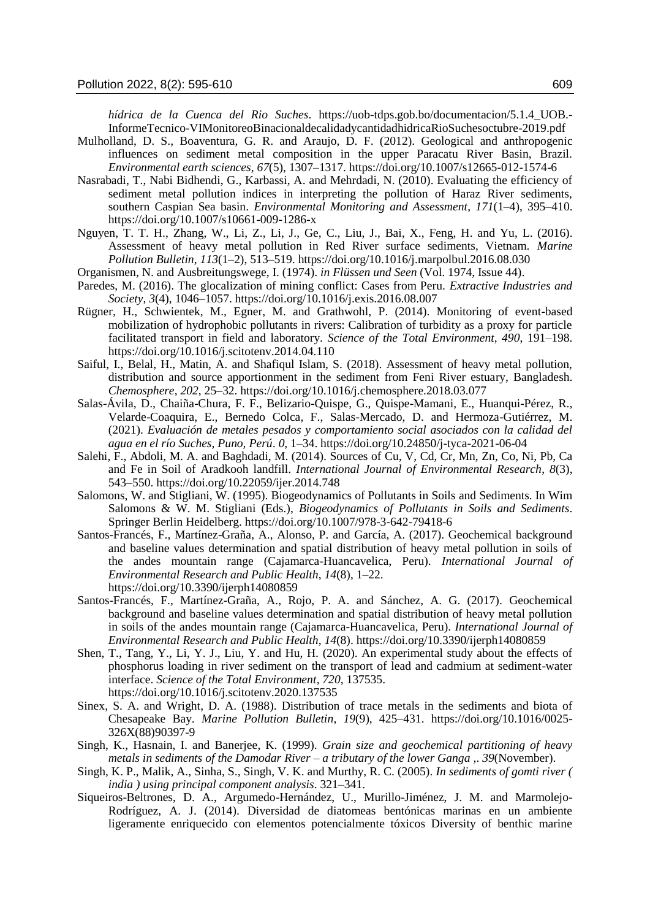*hídrica de la Cuenca del Rio Suches*. https://uob-tdps.gob.bo/documentacion/5.1.4_UOB.-InformeTecnico-VIMonitoreoBinacionaldecalidadycantidadhidricaRioSuchesoctubre-2019.pdf

Mulholland, D. S., Boaventura, G. R. and Araujo, D. F. (2012). Geological and anthropogenic influences on sediment metal composition in the upper Paracatu River Basin, Brazil. *Environmental earth sciences*, *67*(5), 1307–1317. https://doi.org/10.1007/s12665-012-1574-6

Nasrabadi, T., Nabi Bidhendi, G., Karbassi, A. and Mehrdadi, N. (2010). Evaluating the efficiency of sediment metal pollution indices in interpreting the pollution of Haraz River sediments, southern Caspian Sea basin. *Environmental Monitoring and Assessment*, *171*(1–4), 395–410. https://doi.org/10.1007/s10661-009-1286-x

Nguyen, T. T. H., Zhang, W., Li, Z., Li, J., Ge, C., Liu, J., Bai, X., Feng, H. and Yu, L. (2016). Assessment of heavy metal pollution in Red River surface sediments, Vietnam. *Marine Pollution Bulletin*, *113*(1–2), 513–519. https://doi.org/10.1016/j.marpolbul.2016.08.030

Organismen, N. and Ausbreitungswege, I. (1974). *in Flüssen und Seen* (Vol. 1974, Issue 44).

Paredes, M. (2016). The glocalization of mining conflict: Cases from Peru. *Extractive Industries and Society*, *3*(4), 1046–1057. https://doi.org/10.1016/j.exis.2016.08.007

Rügner, H., Schwientek, M., Egner, M. and Grathwohl, P. (2014). Monitoring of event-based mobilization of hydrophobic pollutants in rivers: Calibration of turbidity as a proxy for particle facilitated transport in field and laboratory. *Science of the Total Environment*, *490*, 191–198. https://doi.org/10.1016/j.scitotenv.2014.04.110

Saiful, I., Belal, H., Matin, A. and Shafiqul Islam, S. (2018). Assessment of heavy metal pollution, distribution and source apportionment in the sediment from Feni River estuary, Bangladesh. *Chemosphere*, *202*, 25–32. https://doi.org/10.1016/j.chemosphere.2018.03.077

Salas-Ávila, D., Chaiña-Chura, F. F., Belizario-Quispe, G., Quispe-Mamani, E., Huanqui-Pérez, R., Velarde-Coaquira, E., Bernedo Colca, F., Salas-Mercado, D. and Hermoza-Gutiérrez, M. (2021). *Evaluación de metales pesados y comportamiento social asociados con la calidad del agua en el río Suches, Puno, Perú*. *0*, 1–34. https://doi.org/10.24850/j-tyca-2021-06-04

Salehi, F., Abdoli, M. A. and Baghdadi, M. (2014). Sources of Cu, V, Cd, Cr, Mn, Zn, Co, Ni, Pb, Ca and Fe in Soil of Aradkooh landfill. *International Journal of Environmental Research*, *8*(3), 543–550. https://doi.org/10.22059/ijer.2014.748

Salomons, W. and Stigliani, W. (1995). Biogeodynamics of Pollutants in Soils and Sediments. In Wim Salomons & W. M. Stigliani (Eds.), *Biogeodynamics of Pollutants in Soils and Sediments*. Springer Berlin Heidelberg. https://doi.org/10.1007/978-3-642-79418-6

Santos-Francés, F., Martínez-Graña, A., Alonso, P. and García, A. (2017). Geochemical background and baseline values determination and spatial distribution of heavy metal pollution in soils of the andes mountain range (Cajamarca-Huancavelica, Peru). *International Journal of Environmental Research and Public Health*, *14*(8), 1–22. https://doi.org/10.3390/ijerph14080859

Santos-Francés, F., Martínez-Graña, A., Rojo, P. A. and Sánchez, A. G. (2017). Geochemical background and baseline values determination and spatial distribution of heavy metal pollution in soils of the andes mountain range (Cajamarca-Huancavelica, Peru). *International Journal of Environmental Research and Public Health*, *14*(8). https://doi.org/10.3390/ijerph14080859

Shen, T., Tang, Y., Li, Y. J., Liu, Y. and Hu, H. (2020). An experimental study about the effects of phosphorus loading in river sediment on the transport of lead and cadmium at sediment-water interface. *Science of the Total Environment*, *720*, 137535. https://doi.org/10.1016/j.scitotenv.2020.137535

Sinex, S. A. and Wright, D. A. (1988). Distribution of trace metals in the sediments and biota of Chesapeake Bay. *Marine Pollution Bulletin*, *19*(9), 425–431. https://doi.org/10.1016/0025-326X(88)90397-9

Singh, K., Hasnain, I. and Banerjee, K. (1999). *Grain size and geochemical partitioning of heavy metals in sediments of the Damodar River – a tributary of the lower Ganga ,*. *39*(November).

Singh, K. P., Malik, A., Sinha, S., Singh, V. K. and Murthy, R. C. (2005). *In sediments of gomti river ( india ) using principal component analysis*. 321–341.

Siqueiros-Beltrones, D. A., Argumedo-Hernández, U., Murillo-Jiménez, J. M. and Marmolejo-Rodríguez, A. J. (2014). Diversidad de diatomeas bentónicas marinas en un ambiente ligeramente enriquecido con elementos potencialmente tóxicos Diversity of benthic marine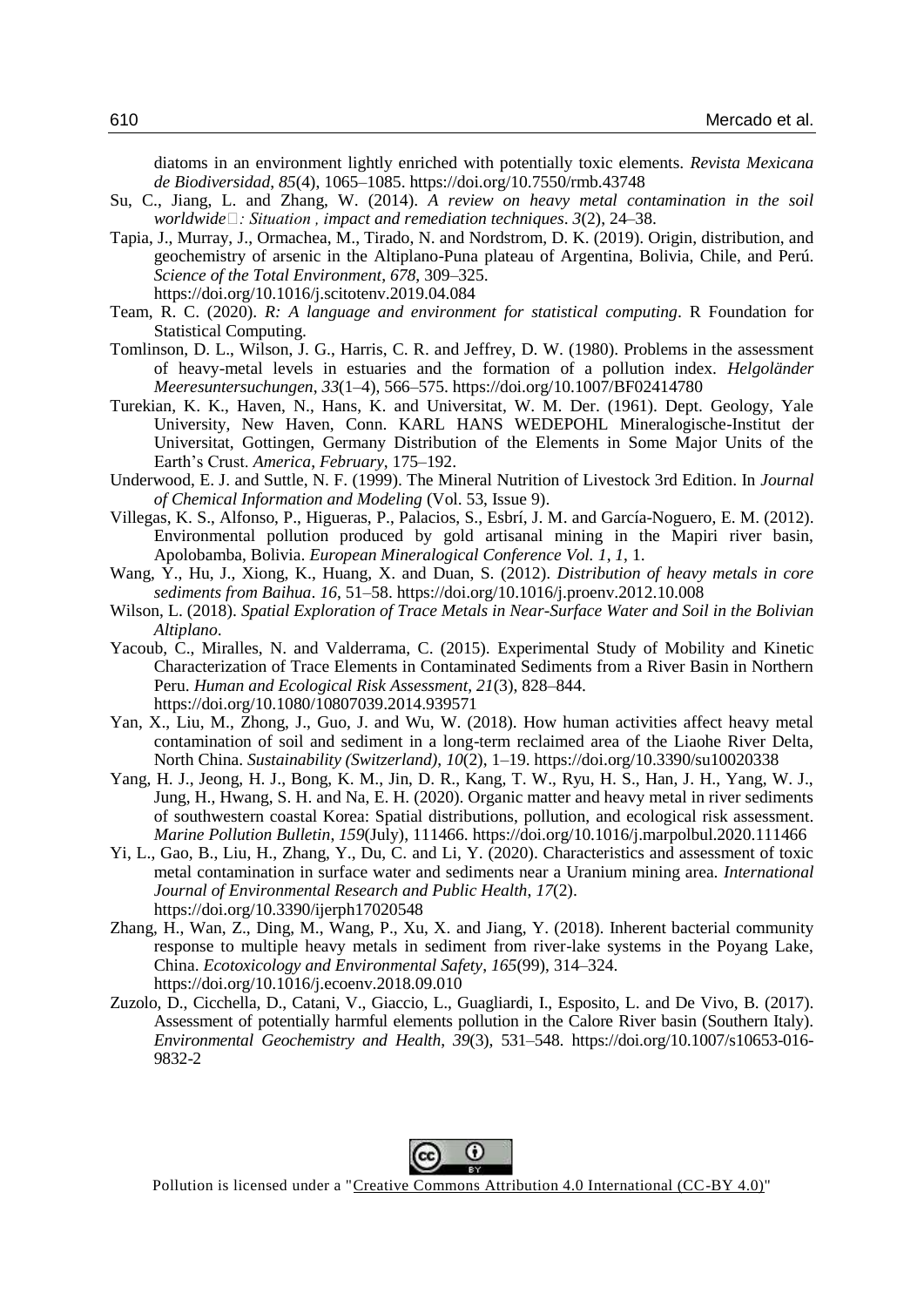diatoms in an environment lightly enriched with potentially toxic elements. *Revista Mexicana de Biodiversidad*, *85*(4), 1065–1085. https://doi.org/10.7550/rmb.43748

Su, C., Jiang, L. and Zhang, W. (2014). *A review on heavy metal contamination in the soil worldwide□: Situation , impact and remediation techniques*. *3*(2), 24–38.

Tapia, J., Murray, J., Ormachea, M., Tirado, N. and Nordstrom, D. K. (2019). Origin, distribution, and geochemistry of arsenic in the Altiplano-Puna plateau of Argentina, Bolivia, Chile, and Perú. *Science of the Total Environment*, *678*, 309–325. https://doi.org/10.1016/j.scitotenv.2019.04.084

Team, R. C. (2020). *R: A language and environment for statistical computing*. R Foundation for Statistical Computing.

Tomlinson, D. L., Wilson, J. G., Harris, C. R. and Jeffrey, D. W. (1980). Problems in the assessment of heavy-metal levels in estuaries and the formation of a pollution index. *Helgoländer Meeresuntersuchungen*, *33*(1–4), 566–575. https://doi.org/10.1007/BF02414780

Turekian, K. K., Haven, N., Hans, K. and Universitat, W. M. Der. (1961). Dept. Geology, Yale University, New Haven, Conn. KARL HANS WEDEPOHL Mineralogische-Institut der Universitat, Gottingen, Germany Distribution of the Elements in Some Major Units of the Earth's Crust. *America*, *February*, 175–192.

Underwood, E. J. and Suttle, N. F. (1999). The Mineral Nutrition of Livestock 3rd Edition. In *Journal of Chemical Information and Modeling* (Vol. 53, Issue 9).

Villegas, K. S., Alfonso, P., Higueras, P., Palacios, S., Esbrí, J. M. and García-Noguero, E. M. (2012). Environmental pollution produced by gold artisanal mining in the Mapiri river basin, Apolobamba, Bolivia. *European Mineralogical Conference Vol. 1*, *1*, 1.

Wang, Y., Hu, J., Xiong, K., Huang, X. and Duan, S. (2012). *Distribution of heavy metals in core sediments from Baihua*. *16*, 51–58. https://doi.org/10.1016/j.proenv.2012.10.008

Wilson, L. (2018). *Spatial Exploration of Trace Metals in Near-Surface Water and Soil in the Bolivian Altiplano*.

Yacoub, C., Miralles, N. and Valderrama, C. (2015). Experimental Study of Mobility and Kinetic Characterization of Trace Elements in Contaminated Sediments from a River Basin in Northern Peru. *Human and Ecological Risk Assessment*, *21*(3), 828–844. https://doi.org/10.1080/10807039.2014.939571

Yan, X., Liu, M., Zhong, J., Guo, J. and Wu, W. (2018). How human activities affect heavy metal contamination of soil and sediment in a long-term reclaimed area of the Liaohe River Delta, North China. *Sustainability (Switzerland)*, *10*(2), 1–19. https://doi.org/10.3390/su10020338

Yang, H. J., Jeong, H. J., Bong, K. M., Jin, D. R., Kang, T. W., Ryu, H. S., Han, J. H., Yang, W. J., Jung, H., Hwang, S. H. and Na, E. H. (2020). Organic matter and heavy metal in river sediments of southwestern coastal Korea: Spatial distributions, pollution, and ecological risk assessment. *Marine Pollution Bulletin*, *159*(July), 111466. https://doi.org/10.1016/j.marpolbul.2020.111466

Yi, L., Gao, B., Liu, H., Zhang, Y., Du, C. and Li, Y. (2020). Characteristics and assessment of toxic metal contamination in surface water and sediments near a Uranium mining area. *International Journal of Environmental Research and Public Health*, *17*(2). https://doi.org/10.3390/ijerph17020548

Zhang, H., Wan, Z., Ding, M., Wang, P., Xu, X. and Jiang, Y. (2018). Inherent bacterial community response to multiple heavy metals in sediment from river-lake systems in the Poyang Lake, China. *Ecotoxicology and Environmental Safety*, *165*(99), 314–324. https://doi.org/10.1016/j.ecoenv.2018.09.010

Zuzolo, D., Cicchella, D., Catani, V., Giaccio, L., Guagliardi, I., Esposito, L. and De Vivo, B. (2017). Assessment of potentially harmful elements pollution in the Calore River basin (Southern Italy). *Environmental Geochemistry and Health*, *39*(3), 531–548. https://doi.org/10.1007/s10653-016-9832-2

Pollution is licensed under a "Creative Commons Attribution 4.0 International (CC-BY 4.0)"